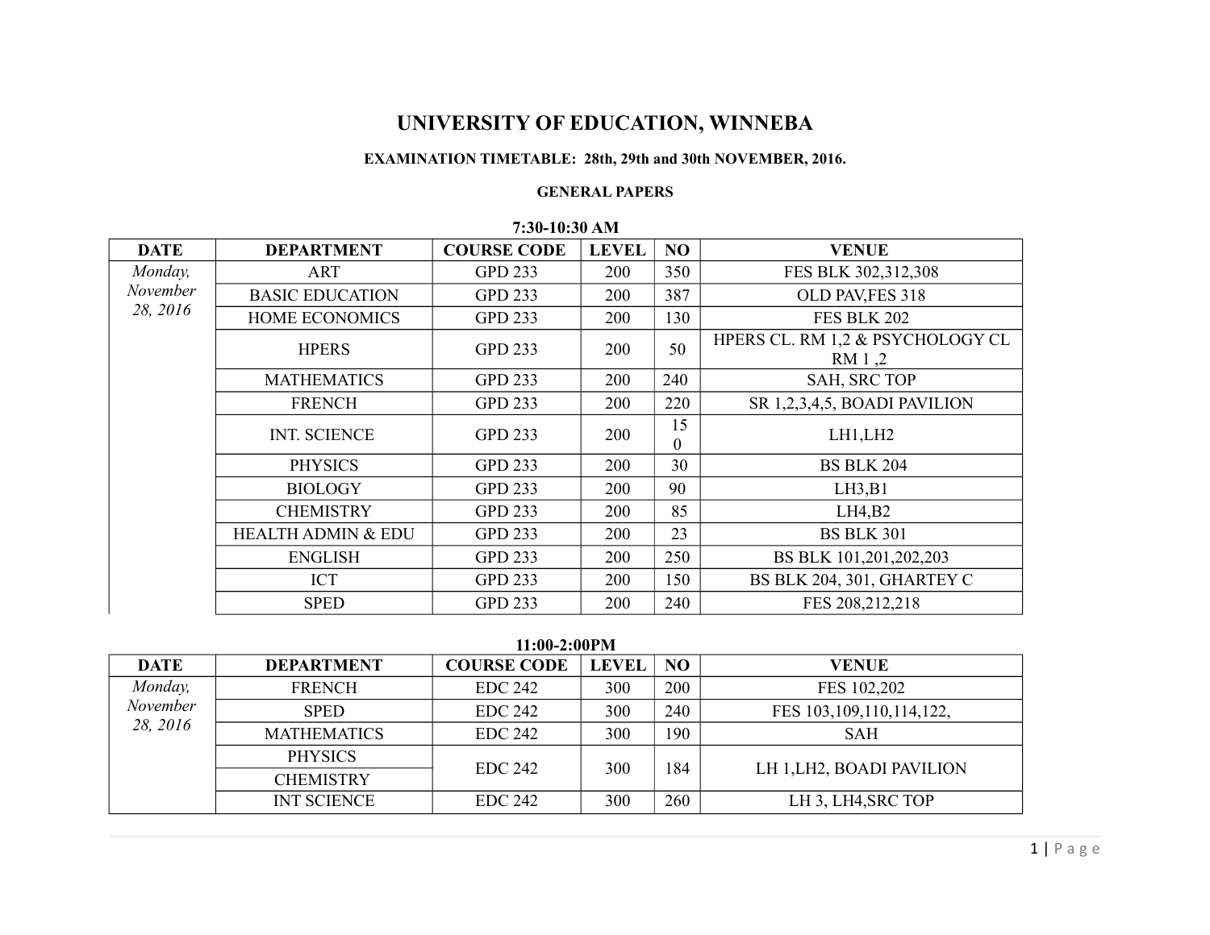# UNIVERSITY OF EDUCATION, WINNEBA

**EXAMINATION TIMETABLE: 28th, 29th and 30th NOVEMBER, 2016.**

**GENERAL PAPERS**

**7:30-10:30 AM**

| DATE | DEPARTMENT | COURSE CODE | LEVEL | NO | VENUE |
|---|---|---|---|---|---|
| *Monday, November 28, 2016* | ART | GPD 233 | 200 | 350 | FES BLK 302,312,308 |
| | BASIC EDUCATION | GPD 233 | 200 | 387 | OLD PAV,FES 318 |
| | HOME ECONOMICS | GPD 233 | 200 | 130 | FES BLK 202 |
| | HPERS | GPD 233 | 200 | 50 | HPERS CL. RM 1,2 & PSYCHOLOGY CL RM 1 ,2 |
| | MATHEMATICS | GPD 233 | 200 | 240 | SAH, SRC TOP |
| | FRENCH | GPD 233 | 200 | 220 | SR 1,2,3,4,5, BOADI PAVILION |
| | INT. SCIENCE | GPD 233 | 200 | 150 | LH1,LH2 |
| | PHYSICS | GPD 233 | 200 | 30 | BS BLK 204 |
| | BIOLOGY | GPD 233 | 200 | 90 | LH3,B1 |
| | CHEMISTRY | GPD 233 | 200 | 85 | LH4,B2 |
| | HEALTH ADMIN & EDU | GPD 233 | 200 | 23 | BS BLK 301 |
| | ENGLISH | GPD 233 | 200 | 250 | BS BLK 101,201,202,203 |
| | ICT | GPD 233 | 200 | 150 | BS BLK 204, 301, GHARTEY C |
| | SPED | GPD 233 | 200 | 240 | FES 208,212,218 |

**11:00-2:00PM**

| DATE | DEPARTMENT | COURSE CODE | LEVEL | NO | VENUE |
|---|---|---|---|---|---|
| *Monday, November 28, 2016* | FRENCH | EDC 242 | 300 | 200 | FES 102,202 |
| | SPED | EDC 242 | 300 | 240 | FES 103,109,110,114,122, |
| | MATHEMATICS | EDC 242 | 300 | 190 | SAH |
| | PHYSICS | EDC 242 | 300 | 184 | LH 1,LH2, BOADI PAVILION |
| | CHEMISTRY | | | | |
| | INT SCIENCE | EDC 242 | 300 | 260 | LH 3, LH4,SRC TOP |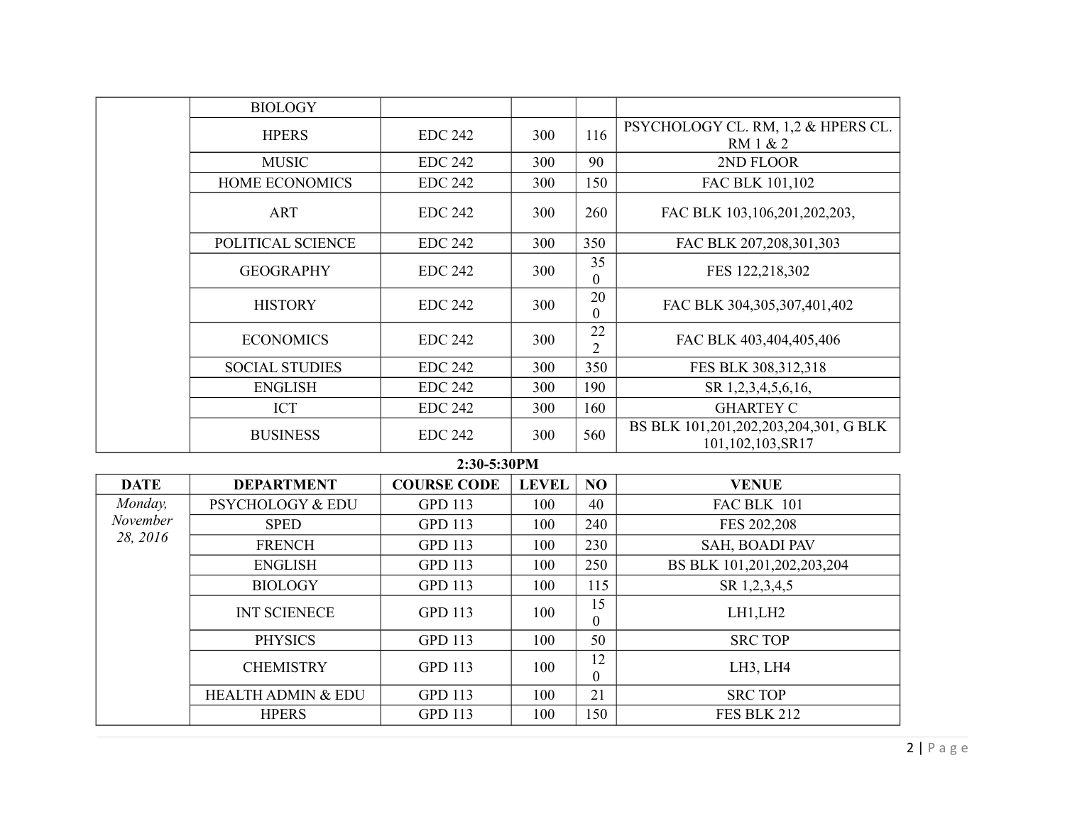| | BIOLOGY | | | | |
|---|---|---|---|---|---|
| | HPERS | EDC 242 | 300 | 116 | PSYCHOLOGY CL. RM, 1,2 & HPERS CL. RM 1 & 2 |
| | MUSIC | EDC 242 | 300 | 90 | 2ND FLOOR |
| | HOME ECONOMICS | EDC 242 | 300 | 150 | FAC BLK 101,102 |
| | ART | EDC 242 | 300 | 260 | FAC BLK 103,106,201,202,203, |
| | POLITICAL SCIENCE | EDC 242 | 300 | 350 | FAC BLK 207,208,301,303 |
| | GEOGRAPHY | EDC 242 | 300 | 350 | FES 122,218,302 |
| | HISTORY | EDC 242 | 300 | 200 | FAC BLK 304,305,307,401,402 |
| | ECONOMICS | EDC 242 | 300 | 222 | FAC BLK 403,404,405,406 |
| | SOCIAL STUDIES | EDC 242 | 300 | 350 | FES BLK 308,312,318 |
| | ENGLISH | EDC 242 | 300 | 190 | SR 1,2,3,4,5,6,16, |
| | ICT | EDC 242 | 300 | 160 | GHARTEY C |
| | BUSINESS | EDC 242 | 300 | 560 | BS BLK 101,201,202,203,204,301, G BLK 101,102,103,SR17 |

**2:30-5:30PM**

| DATE | DEPARTMENT | COURSE CODE | LEVEL | NO | VENUE |
|---|---|---|---|---|---|
| *Monday, November 28, 2016* | PSYCHOLOGY & EDU | GPD 113 | 100 | 40 | FAC BLK 101 |
| | SPED | GPD 113 | 100 | 240 | FES 202,208 |
| | FRENCH | GPD 113 | 100 | 230 | SAH, BOADI PAV |
| | ENGLISH | GPD 113 | 100 | 250 | BS BLK 101,201,202,203,204 |
| | BIOLOGY | GPD 113 | 100 | 115 | SR 1,2,3,4,5 |
| | INT SCIENECE | GPD 113 | 100 | 150 | LH1,LH2 |
| | PHYSICS | GPD 113 | 100 | 50 | SRC TOP |
| | CHEMISTRY | GPD 113 | 100 | 120 | LH3, LH4 |
| | HEALTH ADMIN & EDU | GPD 113 | 100 | 21 | SRC TOP |
| | HPERS | GPD 113 | 100 | 150 | FES BLK 212 |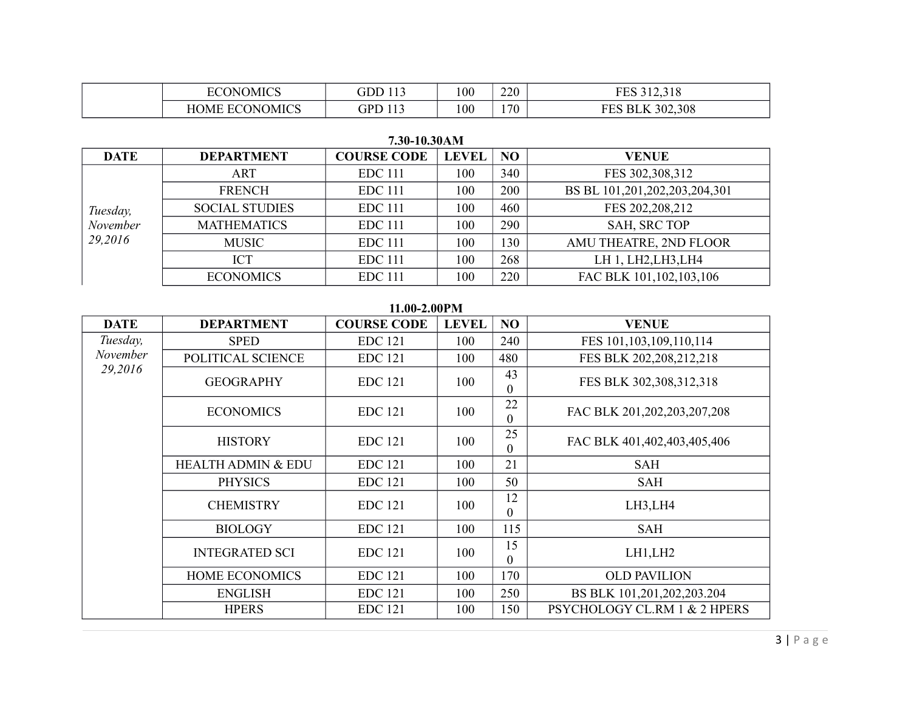| DATE | DEPARTMENT | COURSE CODE | LEVEL | NO | VENUE |
|---|---|---|---|---|---|
| | ECONOMICS | GDD 113 | 100 | 220 | FES 312,318 |
| | HOME ECONOMICS | GPD 113 | 100 | 170 | FES BLK 302,308 |

**7.30-10.30AM**

| DATE | DEPARTMENT | COURSE CODE | LEVEL | NO | VENUE |
|---|---|---|---|---|---|
| *Tuesday, November 29,2016* | ART | EDC 111 | 100 | 340 | FES 302,308,312 |
| | FRENCH | EDC 111 | 100 | 200 | BS BL 101,201,202,203,204,301 |
| | SOCIAL STUDIES | EDC 111 | 100 | 460 | FES 202,208,212 |
| | MATHEMATICS | EDC 111 | 100 | 290 | SAH, SRC TOP |
| | MUSIC | EDC 111 | 100 | 130 | AMU THEATRE, 2ND FLOOR |
| | ICT | EDC 111 | 100 | 268 | LH 1, LH2,LH3,LH4 |
| | ECONOMICS | EDC 111 | 100 | 220 | FAC BLK 101,102,103,106 |

**11.00-2.00PM**

| DATE | DEPARTMENT | COURSE CODE | LEVEL | NO | VENUE |
|---|---|---|---|---|---|
| *Tuesday, November 29,2016* | SPED | EDC 121 | 100 | 240 | FES 101,103,109,110,114 |
| | POLITICAL SCIENCE | EDC 121 | 100 | 480 | FES BLK 202,208,212,218 |
| | GEOGRAPHY | EDC 121 | 100 | 430 | FES BLK 302,308,312,318 |
| | ECONOMICS | EDC 121 | 100 | 220 | FAC BLK 201,202,203,207,208 |
| | HISTORY | EDC 121 | 100 | 250 | FAC BLK 401,402,403,405,406 |
| | HEALTH ADMIN & EDU | EDC 121 | 100 | 21 | SAH |
| | PHYSICS | EDC 121 | 100 | 50 | SAH |
| | CHEMISTRY | EDC 121 | 100 | 120 | LH3,LH4 |
| | BIOLOGY | EDC 121 | 100 | 115 | SAH |
| | INTEGRATED SCI | EDC 121 | 100 | 150 | LH1,LH2 |
| | HOME ECONOMICS | EDC 121 | 100 | 170 | OLD PAVILION |
| | ENGLISH | EDC 121 | 100 | 250 | BS BLK 101,201,202,203.204 |
| | HPERS | EDC 121 | 100 | 150 | PSYCHOLOGY CL.RM 1 & 2 HPERS |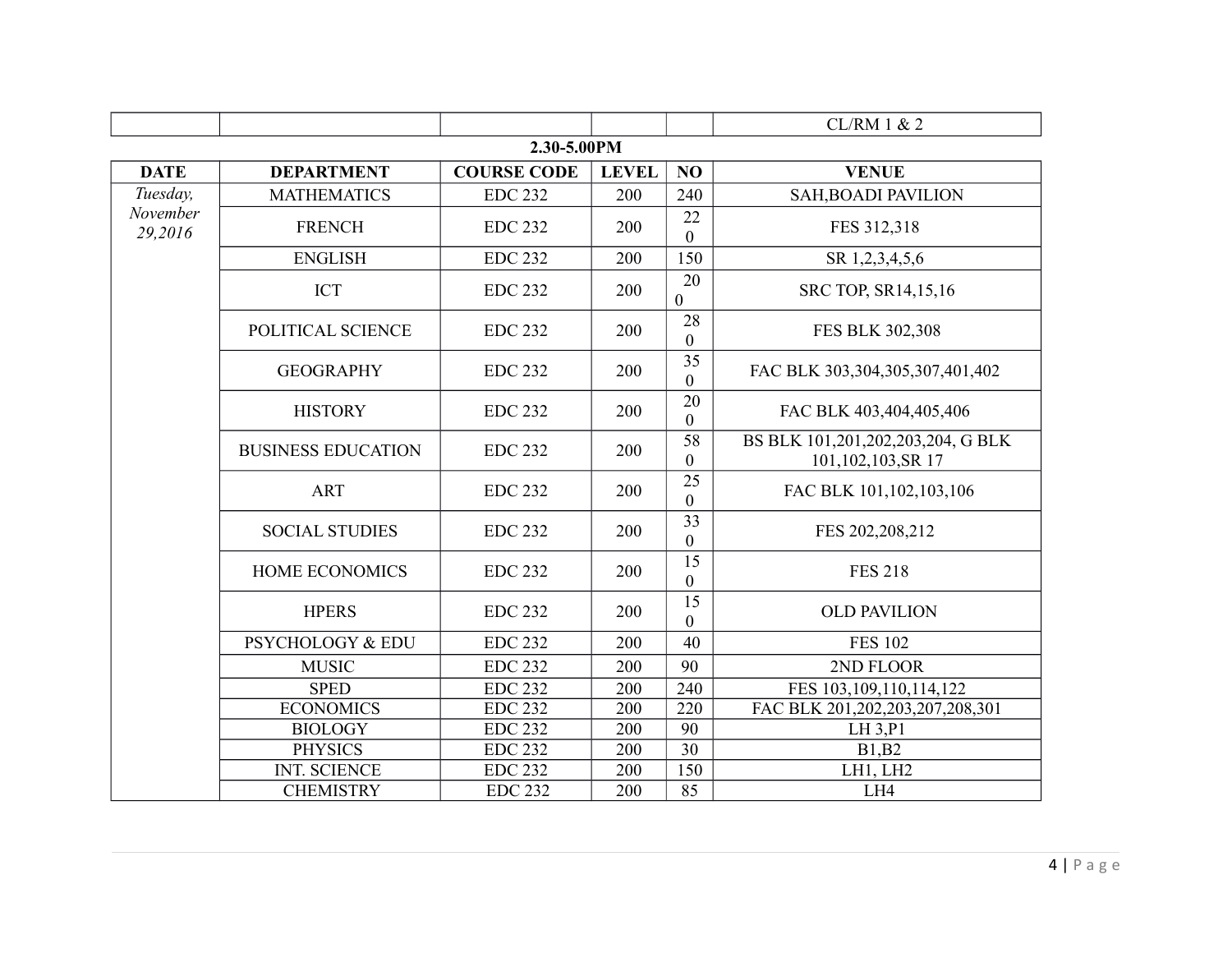| | | | | | CL/RM 1 & 2 |
|---|---|---|---|---|---|

**2.30-5.00PM**

| DATE | DEPARTMENT | COURSE CODE | LEVEL | NO | VENUE |
|---|---|---|---|---|---|
| *Tuesday, November 29,2016* | MATHEMATICS | EDC 232 | 200 | 240 | SAH,BOADI PAVILION |
| | FRENCH | EDC 232 | 200 | 220 | FES 312,318 |
| | ENGLISH | EDC 232 | 200 | 150 | SR 1,2,3,4,5,6 |
| | ICT | EDC 232 | 200 | 200 | SRC TOP, SR14,15,16 |
| | POLITICAL SCIENCE | EDC 232 | 200 | 280 | FES BLK 302,308 |
| | GEOGRAPHY | EDC 232 | 200 | 350 | FAC BLK 303,304,305,307,401,402 |
| | HISTORY | EDC 232 | 200 | 200 | FAC BLK 403,404,405,406 |
| | BUSINESS EDUCATION | EDC 232 | 200 | 580 | BS BLK 101,201,202,203,204, G BLK 101,102,103,SR 17 |
| | ART | EDC 232 | 200 | 250 | FAC BLK 101,102,103,106 |
| | SOCIAL STUDIES | EDC 232 | 200 | 330 | FES 202,208,212 |
| | HOME ECONOMICS | EDC 232 | 200 | 150 | FES 218 |
| | HPERS | EDC 232 | 200 | 150 | OLD PAVILION |
| | PSYCHOLOGY & EDU | EDC 232 | 200 | 40 | FES 102 |
| | MUSIC | EDC 232 | 200 | 90 | 2ND FLOOR |
| | SPED | EDC 232 | 200 | 240 | FES 103,109,110,114,122 |
| | ECONOMICS | EDC 232 | 200 | 220 | FAC BLK 201,202,203,207,208,301 |
| | BIOLOGY | EDC 232 | 200 | 90 | LH 3,P1 |
| | PHYSICS | EDC 232 | 200 | 30 | B1,B2 |
| | INT. SCIENCE | EDC 232 | 200 | 150 | LH1, LH2 |
| | CHEMISTRY | EDC 232 | 200 | 85 | LH4 |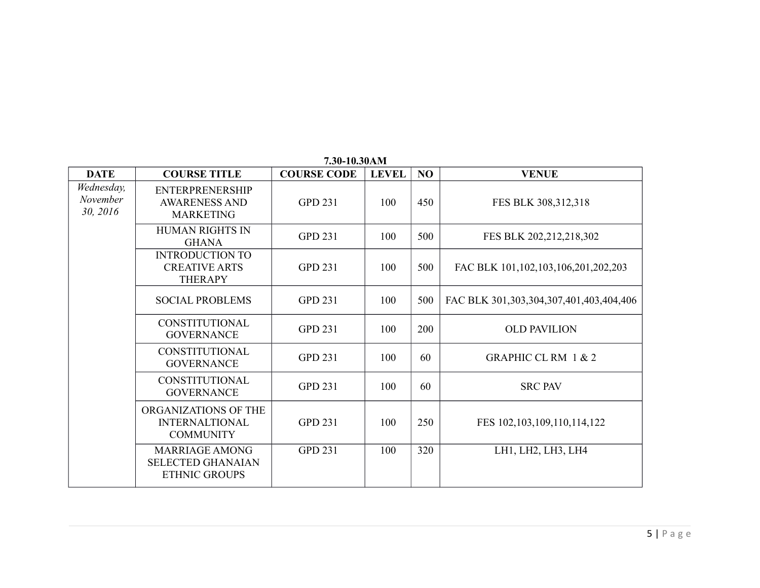**7.30-10.30AM**

| DATE | COURSE TITLE | COURSE CODE | LEVEL | NO | VENUE |
|---|---|---|---|---|---|
| *Wednesday, November 30, 2016* | ENTERPRENERSHIP AWARENESS AND MARKETING | GPD 231 | 100 | 450 | FES BLK 308,312,318 |
| | HUMAN RIGHTS IN GHANA | GPD 231 | 100 | 500 | FES BLK 202,212,218,302 |
| | INTRODUCTION TO CREATIVE ARTS THERAPY | GPD 231 | 100 | 500 | FAC BLK 101,102,103,106,201,202,203 |
| | SOCIAL PROBLEMS | GPD 231 | 100 | 500 | FAC BLK 301,303,304,307,401,403,404,406 |
| | CONSTITUTIONAL GOVERNANCE | GPD 231 | 100 | 200 | OLD PAVILION |
| | CONSTITUTIONAL GOVERNANCE | GPD 231 | 100 | 60 | GRAPHIC CL RM 1 & 2 |
| | CONSTITUTIONAL GOVERNANCE | GPD 231 | 100 | 60 | SRC PAV |
| | ORGANIZATIONS OF THE INTERNALTIONAL COMMUNITY | GPD 231 | 100 | 250 | FES 102,103,109,110,114,122 |
| | MARRIAGE AMONG SELECTED GHANAIAN ETHNIC GROUPS | GPD 231 | 100 | 320 | LH1, LH2, LH3, LH4 |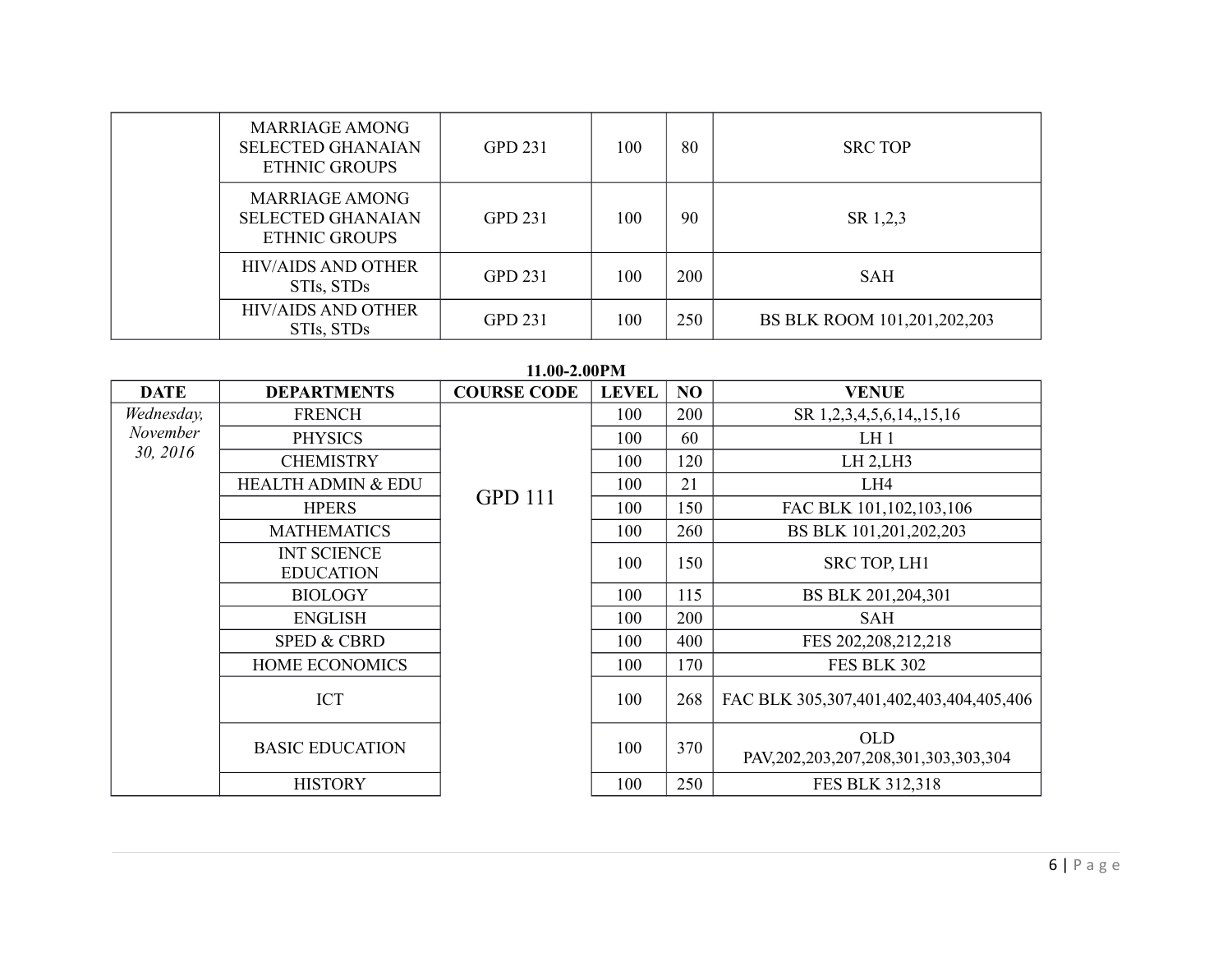| | | | | | |
|---|---|---|---|---|---|
| | MARRIAGE AMONG SELECTED GHANAIAN ETHNIC GROUPS | GPD 231 | 100 | 80 | SRC TOP |
| | MARRIAGE AMONG SELECTED GHANAIAN ETHNIC GROUPS | GPD 231 | 100 | 90 | SR 1,2,3 |
| | HIV/AIDS AND OTHER STIs, STDs | GPD 231 | 100 | 200 | SAH |
| | HIV/AIDS AND OTHER STIs, STDs | GPD 231 | 100 | 250 | BS BLK ROOM 101,201,202,203 |

**11.00-2.00PM**

| DATE | DEPARTMENTS | COURSE CODE | LEVEL | NO | VENUE |
|---|---|---|---|---|---|
| *Wednesday, November 30, 2016* | FRENCH | GPD 111 | 100 | 200 | SR 1,2,3,4,5,6,14,,15,16 |
| | PHYSICS | | 100 | 60 | LH 1 |
| | CHEMISTRY | | 100 | 120 | LH 2,LH3 |
| | HEALTH ADMIN & EDU | | 100 | 21 | LH4 |
| | HPERS | | 100 | 150 | FAC BLK 101,102,103,106 |
| | MATHEMATICS | | 100 | 260 | BS BLK 101,201,202,203 |
| | INT SCIENCE EDUCATION | | 100 | 150 | SRC TOP, LH1 |
| | BIOLOGY | | 100 | 115 | BS BLK 201,204,301 |
| | ENGLISH | | 100 | 200 | SAH |
| | SPED & CBRD | | 100 | 400 | FES 202,208,212,218 |
| | HOME ECONOMICS | | 100 | 170 | FES BLK 302 |
| | ICT | | 100 | 268 | FAC BLK 305,307,401,402,403,404,405,406 |
| | BASIC EDUCATION | | 100 | 370 | OLD PAV,202,203,207,208,301,303,303,304 |
| | HISTORY | | 100 | 250 | FES BLK 312,318 |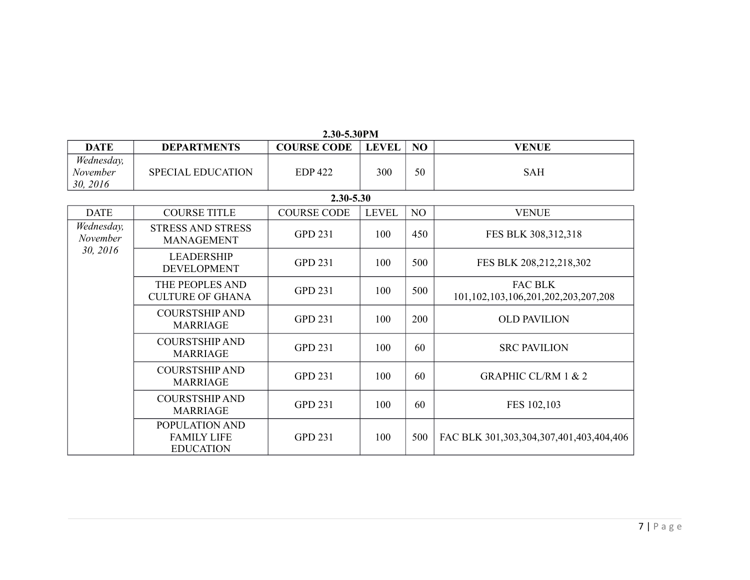**2.30-5.30PM**

| DATE | DEPARTMENTS | COURSE CODE | LEVEL | NO | VENUE |
|---|---|---|---|---|---|
| *Wednesday, November 30, 2016* | SPECIAL EDUCATION | EDP 422 | 300 | 50 | SAH |

**2.30-5.30**

| DATE | COURSE TITLE | COURSE CODE | LEVEL | NO | VENUE |
|---|---|---|---|---|---|
| *Wednesday, November 30, 2016* | STRESS AND STRESS MANAGEMENT | GPD 231 | 100 | 450 | FES BLK 308,312,318 |
| | LEADERSHIP DEVELOPMENT | GPD 231 | 100 | 500 | FES BLK 208,212,218,302 |
| | THE PEOPLES AND CULTURE OF GHANA | GPD 231 | 100 | 500 | FAC BLK 101,102,103,106,201,202,203,207,208 |
| | COURSTSHIP AND MARRIAGE | GPD 231 | 100 | 200 | OLD PAVILION |
| | COURSTSHIP AND MARRIAGE | GPD 231 | 100 | 60 | SRC PAVILION |
| | COURSTSHIP AND MARRIAGE | GPD 231 | 100 | 60 | GRAPHIC CL/RM 1 & 2 |
| | COURSTSHIP AND MARRIAGE | GPD 231 | 100 | 60 | FES 102,103 |
| | POPULATION AND FAMILY LIFE EDUCATION | GPD 231 | 100 | 500 | FAC BLK 301,303,304,307,401,403,404,406 |